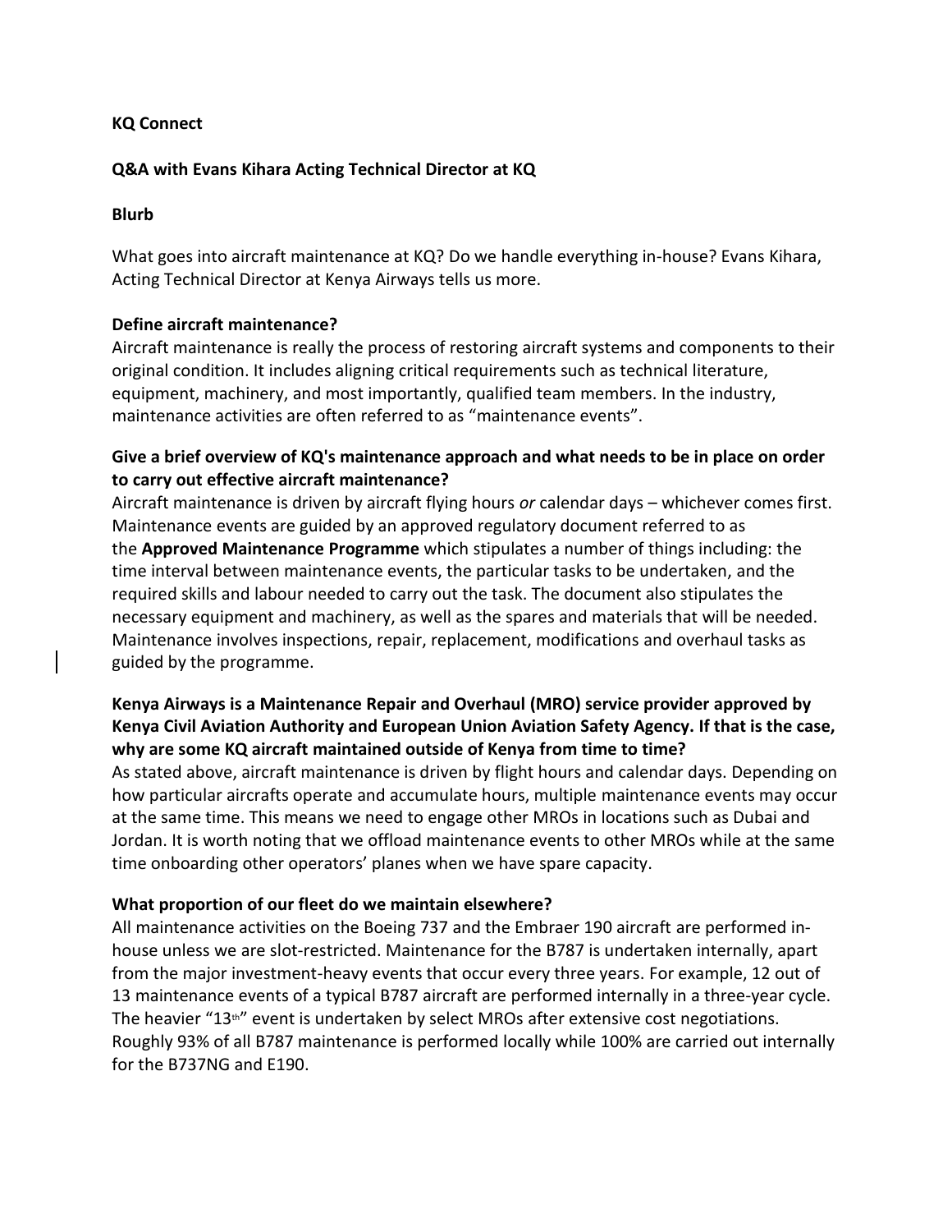**KQ Connect**

**Q&A with Evans Kihara Acting Technical Director at KQ**

**Blurb**

What goes into aircraft maintenance at KQ? Do we handle everything in-house? Evans Kihara, Acting Technical Director at Kenya Airways tells us more.

**Define aircraft maintenance?**

Aircraft maintenance is really the process of restoring aircraft systems and components to their original condition. It includes aligning critical requirements such as technical literature, equipment, machinery, and most importantly, qualified team members. In the industry, maintenance activities are often referred to as "maintenance events".

**Give a brief overview of KQ's maintenance approach and what needs to be in place on order to carry out effective aircraft maintenance?**

Aircraft maintenance is driven by aircraft flying hours *or* calendar days – whichever comes first. Maintenance events are guided by an approved regulatory document referred to as the **Approved Maintenance Programme** which stipulates a number of things including: the time interval between maintenance events, the particular tasks to be undertaken, and the required skills and labour needed to carry out the task. The document also stipulates the necessary equipment and machinery, as well as the spares and materials that will be needed. Maintenance involves inspections, repair, replacement, modifications and overhaul tasks as guided by the programme.

**Kenya Airways is a Maintenance Repair and Overhaul (MRO) service provider approved by Kenya Civil Aviation Authority and European Union Aviation Safety Agency. If that is the case, why are some KQ aircraft maintained outside of Kenya from time to time?**

As stated above, aircraft maintenance is driven by flight hours and calendar days. Depending on how particular aircrafts operate and accumulate hours, multiple maintenance events may occur at the same time. This means we need to engage other MROs in locations such as Dubai and Jordan. It is worth noting that we offload maintenance events to other MROs while at the same time onboarding other operators' planes when we have spare capacity.

**What proportion of our fleet do we maintain elsewhere?**

All maintenance activities on the Boeing 737 and the Embraer 190 aircraft are performed in-house unless we are slot-restricted. Maintenance for the B787 is undertaken internally, apart from the major investment-heavy events that occur every three years. For example, 12 out of 13 maintenance events of a typical B787 aircraft are performed internally in a three-year cycle. The heavier "13th" event is undertaken by select MROs after extensive cost negotiations. Roughly 93% of all B787 maintenance is performed locally while 100% are carried out internally for the B737NG and E190.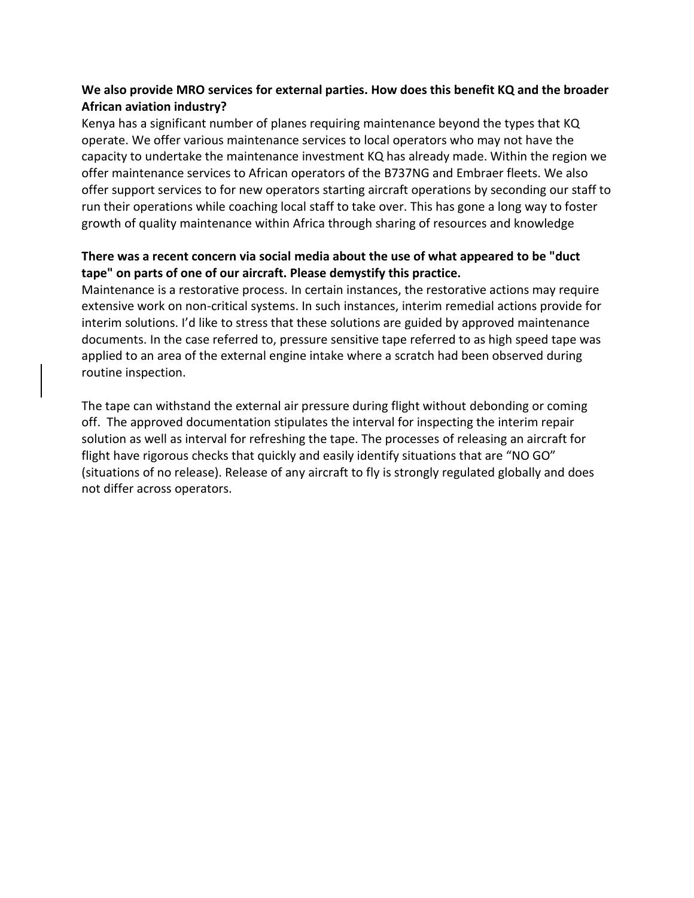**We also provide MRO services for external parties. How does this benefit KQ and the broader African aviation industry?**

Kenya has a significant number of planes requiring maintenance beyond the types that KQ operate. We offer various maintenance services to local operators who may not have the capacity to undertake the maintenance investment KQ has already made. Within the region we offer maintenance services to African operators of the B737NG and Embraer fleets. We also offer support services to for new operators starting aircraft operations by seconding our staff to run their operations while coaching local staff to take over. This has gone a long way to foster growth of quality maintenance within Africa through sharing of resources and knowledge

**There was a recent concern via social media about the use of what appeared to be "duct tape" on parts of one of our aircraft. Please demystify this practice.**

Maintenance is a restorative process. In certain instances, the restorative actions may require extensive work on non-critical systems. In such instances, interim remedial actions provide for interim solutions. I'd like to stress that these solutions are guided by approved maintenance documents. In the case referred to, pressure sensitive tape referred to as high speed tape was applied to an area of the external engine intake where a scratch had been observed during routine inspection.

The tape can withstand the external air pressure during flight without debonding or coming off. The approved documentation stipulates the interval for inspecting the interim repair solution as well as interval for refreshing the tape. The processes of releasing an aircraft for flight have rigorous checks that quickly and easily identify situations that are "NO GO" (situations of no release). Release of any aircraft to fly is strongly regulated globally and does not differ across operators.